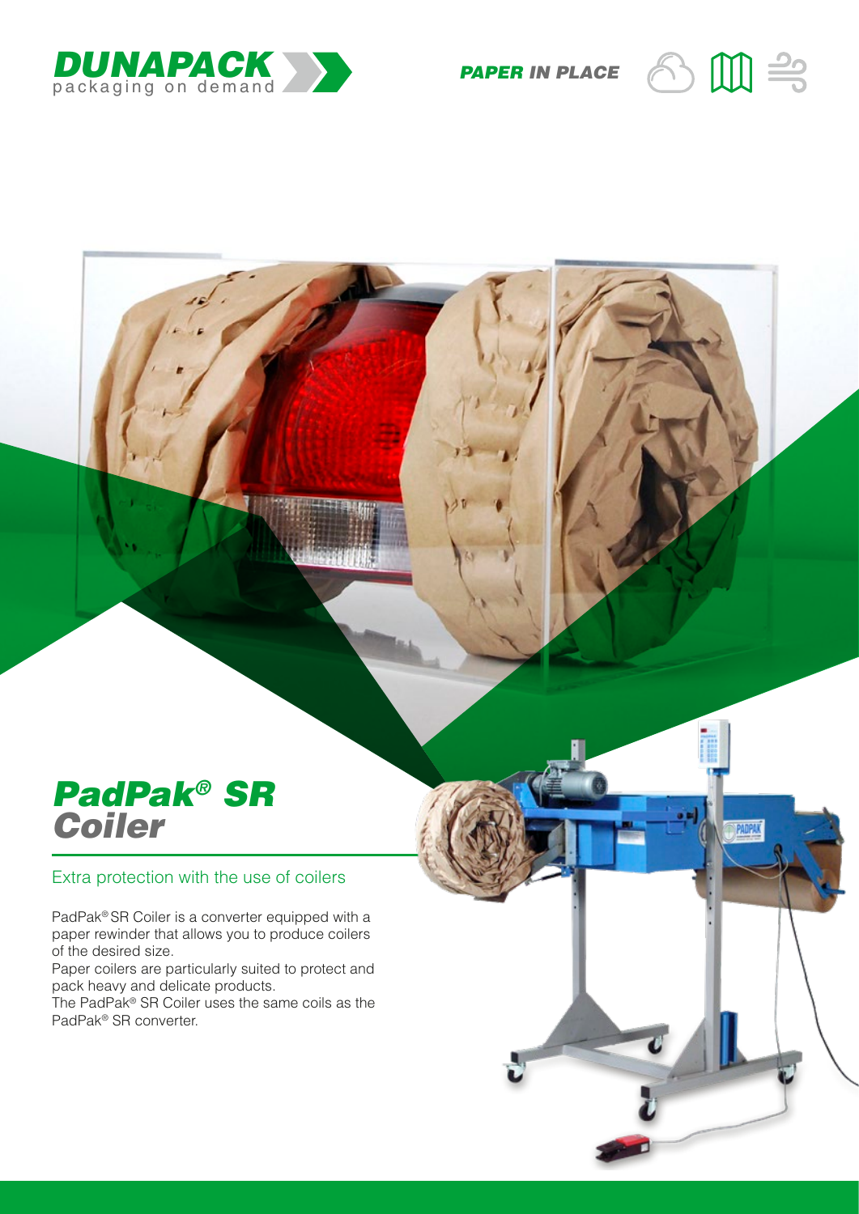DUNAPACK
packaging on demand

PAPER IN PLACE

# PadPak® SR Coiler

## Extra protection with the use of coilers

PadPak® SR Coiler is a converter equipped with a paper rewinder that allows you to produce coilers of the desired size.

Paper coilers are particularly suited to protect and pack heavy and delicate products.

The PadPak® SR Coiler uses the same coils as the PadPak® SR converter.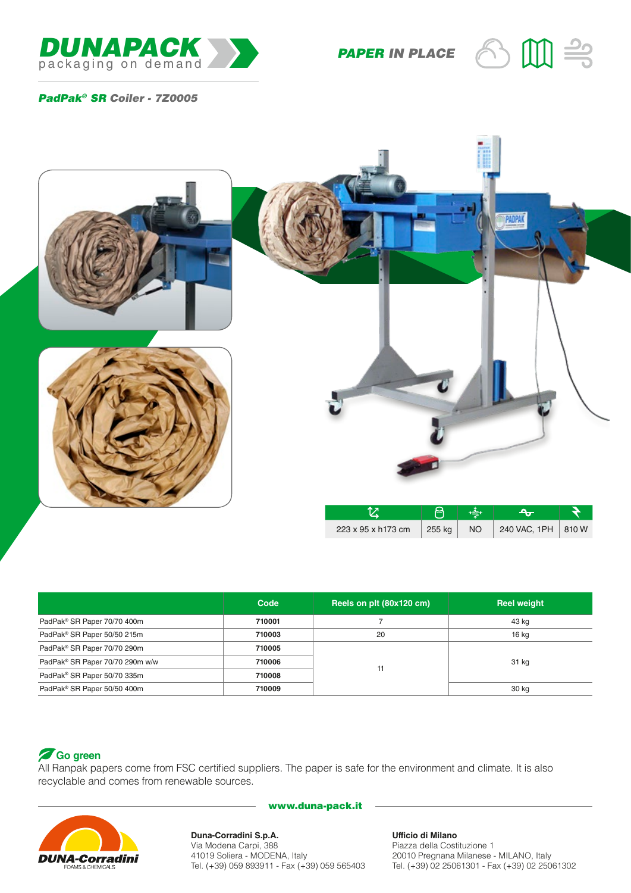# DUNAPACK
packaging on demand

**PAPER IN PLACE**

***PadPak® SR Coiler - 7Z0005***

| | | | | |
|---|---|---|---|---|
| 223 x 95 x h173 cm | 255 kg | NO | 240 VAC, 1PH | 810 W |

| | Code | Reels on plt (80x120 cm) | Reel weight |
|---|---|---|---|
| PadPak® SR Paper 70/70 400m | 710001 | 7 | 43 kg |
| PadPak® SR Paper 50/50 215m | 710003 | 20 | 16 kg |
| PadPak® SR Paper 70/70 290m | 710005 | 11 | 31 kg |
| PadPak® SR Paper 70/70 290m w/w | 710006 | 11 | 31 kg |
| PadPak® SR Paper 50/70 335m | 710008 | 11 | 31 kg |
| PadPak® SR Paper 50/50 400m | 710009 | 11 | 30 kg |

**Go green**

All Ranpak papers come from FSC certified suppliers. The paper is safe for the environment and climate. It is also recyclable and comes from renewable sources.

**www.duna-pack.it**

DUNA-Corradini
FOAMS & CHEMICALS

**Duna-Corradini S.p.A.**
Via Modena Carpi, 388
41019 Soliera - MODENA, Italy
Tel. (+39) 059 893911 - Fax (+39) 059 565403

**Ufficio di Milano**
Piazza della Costituzione 1
20010 Pregnana Milanese - MILANO, Italy
Tel. (+39) 02 25061301 - Fax (+39) 02 25061302